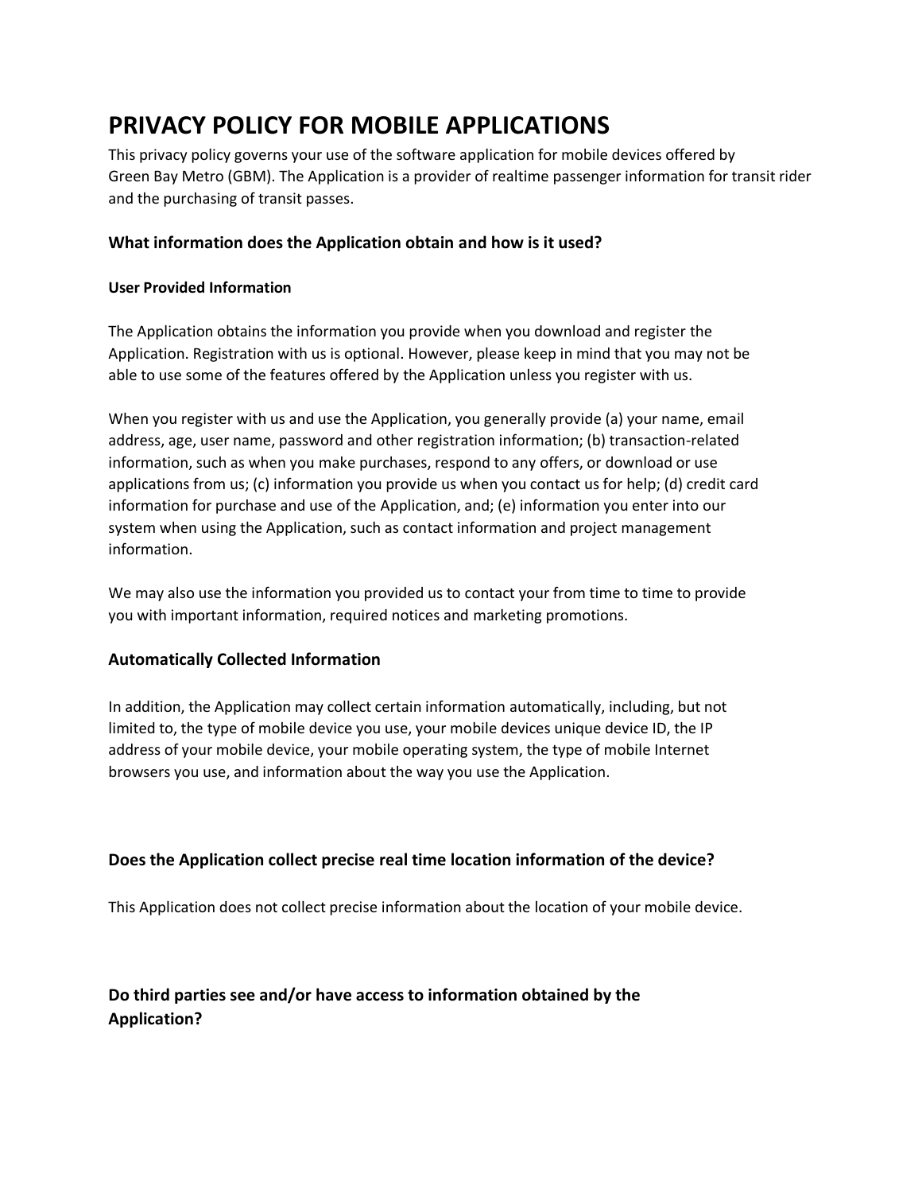# PRIVACY POLICY FOR MOBILE APPLICATIONS

This privacy policy governs your use of the software application for mobile devices offered by Green Bay Metro (GBM). The Application is a provider of realtime passenger information for transit rider and the purchasing of transit passes.

## What information does the Application obtain and how is it used?

#### User Provided Information

The Application obtains the information you provide when you download and register the Application. Registration with us is optional. However, please keep in mind that you may not be able to use some of the features offered by the Application unless you register with us.

When you register with us and use the Application, you generally provide (a) your name, email address, age, user name, password and other registration information; (b) transaction-related information, such as when you make purchases, respond to any offers, or download or use applications from us; (c) information you provide us when you contact us for help; (d) credit card information for purchase and use of the Application, and; (e) information you enter into our system when using the Application, such as contact information and project management information.

We may also use the information you provided us to contact your from time to time to provide you with important information, required notices and marketing promotions.

## Automatically Collected Information

In addition, the Application may collect certain information automatically, including, but not limited to, the type of mobile device you use, your mobile devices unique device ID, the IP address of your mobile device, your mobile operating system, the type of mobile Internet browsers you use, and information about the way you use the Application.

## Does the Application collect precise real time location information of the device?

This Application does not collect precise information about the location of your mobile device.

## Do third parties see and/or have access to information obtained by the Application?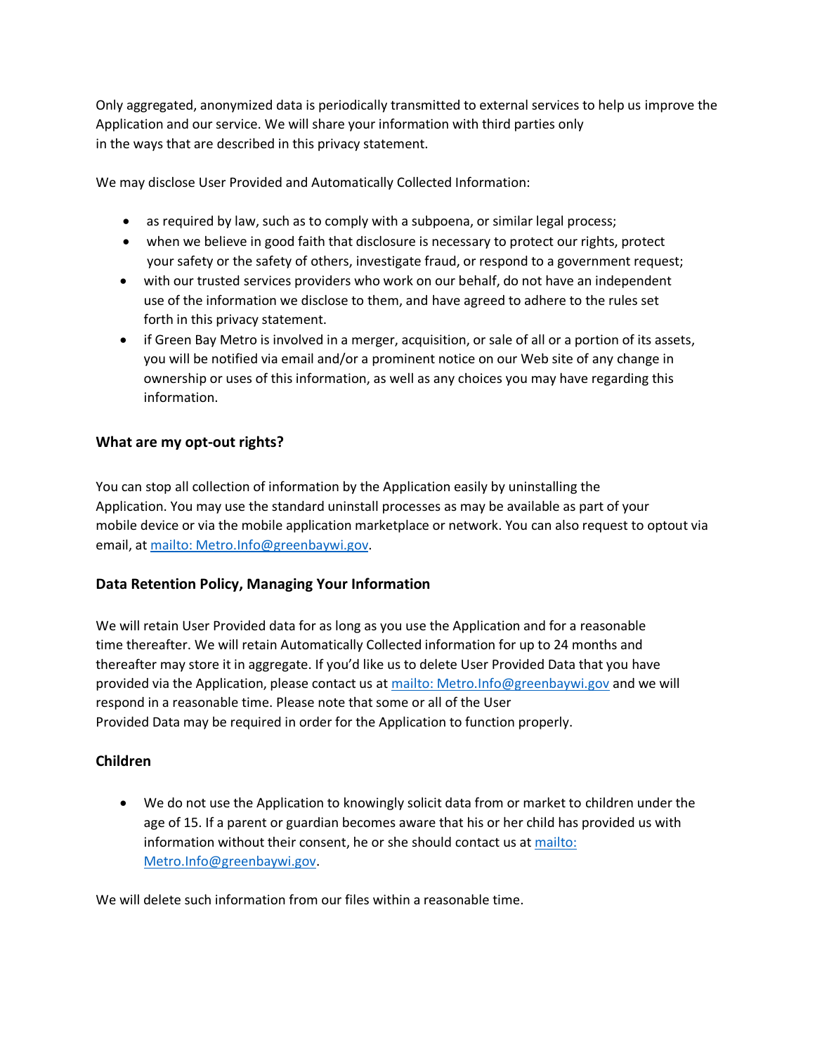Only aggregated, anonymized data is periodically transmitted to external services to help us improve the Application and our service. We will share your information with third parties only in the ways that are described in this privacy statement.

We may disclose User Provided and Automatically Collected Information:

- as required by law, such as to comply with a subpoena, or similar legal process;
- when we believe in good faith that disclosure is necessary to protect our rights, protect your safety or the safety of others, investigate fraud, or respond to a government request;
- with our trusted services providers who work on our behalf, do not have an independent use of the information we disclose to them, and have agreed to adhere to the rules set forth in this privacy statement.
- if Green Bay Metro is involved in a merger, acquisition, or sale of all or a portion of its assets, you will be notified via email and/or a prominent notice on our Web site of any change in ownership or uses of this information, as well as any choices you may have regarding this information.

### What are my opt-out rights?

You can stop all collection of information by the Application easily by uninstalling the Application. You may use the standard uninstall processes as may be available as part of your mobile device or via the mobile application marketplace or network. You can also request to optout via email, at mailto: Metro.Info@greenbaywi.gov.

### Data Retention Policy, Managing Your Information

We will retain User Provided data for as long as you use the Application and for a reasonable time thereafter. We will retain Automatically Collected information for up to 24 months and thereafter may store it in aggregate. If you'd like us to delete User Provided Data that you have provided via the Application, please contact us at mailto: Metro.Info@greenbaywi.gov and we will respond in a reasonable time. Please note that some or all of the User Provided Data may be required in order for the Application to function properly.

### Children

- We do not use the Application to knowingly solicit data from or market to children under the age of 15. If a parent or guardian becomes aware that his or her child has provided us with information without their consent, he or she should contact us at mailto: Metro.Info@greenbaywi.gov.

We will delete such information from our files within a reasonable time.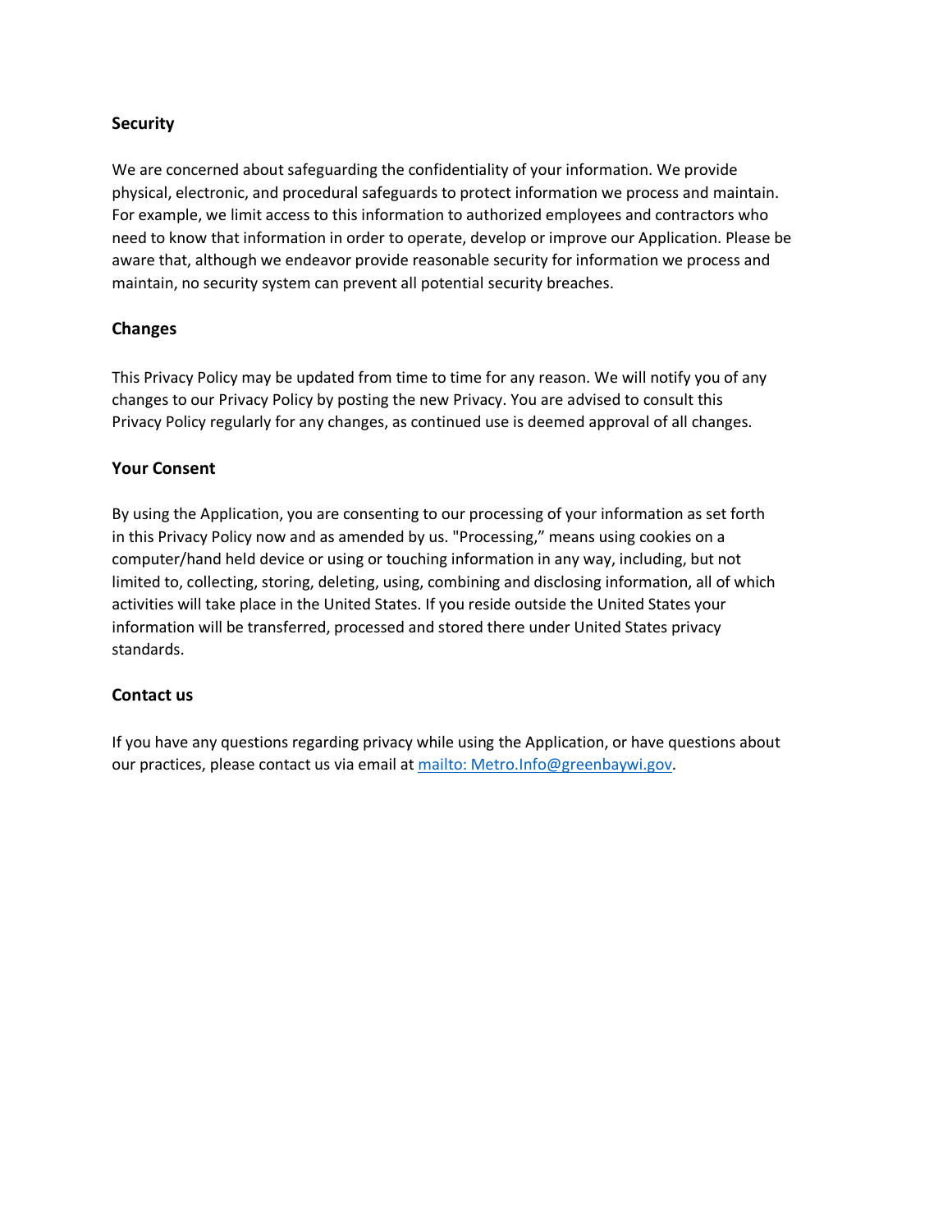## Security

We are concerned about safeguarding the confidentiality of your information. We provide physical, electronic, and procedural safeguards to protect information we process and maintain. For example, we limit access to this information to authorized employees and contractors who need to know that information in order to operate, develop or improve our Application. Please be aware that, although we endeavor provide reasonable security for information we process and maintain, no security system can prevent all potential security breaches.

## Changes

This Privacy Policy may be updated from time to time for any reason. We will notify you of any changes to our Privacy Policy by posting the new Privacy. You are advised to consult this Privacy Policy regularly for any changes, as continued use is deemed approval of all changes.

## Your Consent

By using the Application, you are consenting to our processing of your information as set forth in this Privacy Policy now and as amended by us. "Processing," means using cookies on a computer/hand held device or using or touching information in any way, including, but not limited to, collecting, storing, deleting, using, combining and disclosing information, all of which activities will take place in the United States. If you reside outside the United States your information will be transferred, processed and stored there under United States privacy standards.

## Contact us

If you have any questions regarding privacy while using the Application, or have questions about our practices, please contact us via email at [mailto: Metro.Info@greenbaywi.gov](mailto:Metro.Info@greenbaywi.gov).